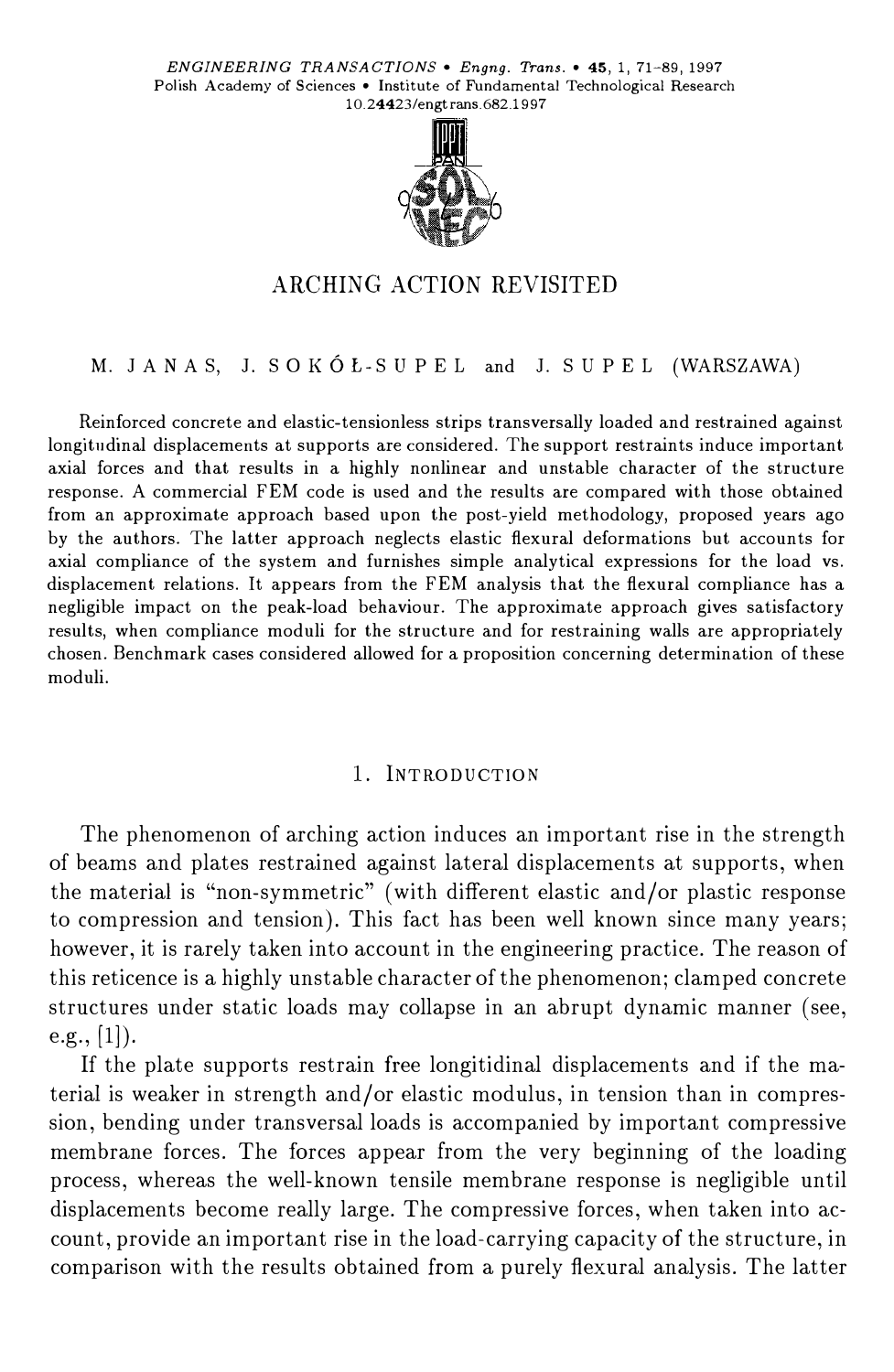ENGINEERING TRANSACTIONS • Engng. Trans. • 45, 1, 71–89, 1997
Polish Academy of Sciences • Institute of Fundamental Technological Research
10.24423/engtrans.682.1997

# ARCHING ACTION REVISITED

M. JANAS, J. SOKÓŁ-SUPEL and J. SUPEL (WARSZAWA)

Reinforced concrete and elastic-tensionless strips transversally loaded and restrained against longitudinal displacements at supports are considered. The support restraints induce important axial forces and that results in a highly nonlinear and unstable character of the structure response. A commercial FEM code is used and the results are compared with those obtained from an approximate approach based upon the post-yield methodology, proposed years ago by the authors. The latter approach neglects elastic flexural deformations but accounts for axial compliance of the system and furnishes simple analytical expressions for the load vs. displacement relations. It appears from the FEM analysis that the flexural compliance has a negligible impact on the peak-load behaviour. The approximate approach gives satisfactory results, when compliance moduli for the structure and for restraining walls are appropriately chosen. Benchmark cases considered allowed for a proposition concerning determination of these moduli.

## 1. Introduction

The phenomenon of arching action induces an important rise in the strength of beams and plates restrained against lateral displacements at supports, when the material is "non-symmetric" (with different elastic and/or plastic response to compression and tension). This fact has been well known since many years; however, it is rarely taken into account in the engineering practice. The reason of this reticence is a highly unstable character of the phenomenon; clamped concrete structures under static loads may collapse in an abrupt dynamic manner (see, e.g., [1]).

If the plate supports restrain free longitidinal displacements and if the material is weaker in strength and/or elastic modulus, in tension than in compression, bending under transversal loads is accompanied by important compressive membrane forces. The forces appear from the very beginning of the loading process, whereas the well-known tensile membrane response is negligible until displacements become really large. The compressive forces, when taken into account, provide an important rise in the load-carrying capacity of the structure, in comparison with the results obtained from a purely flexural analysis. The latter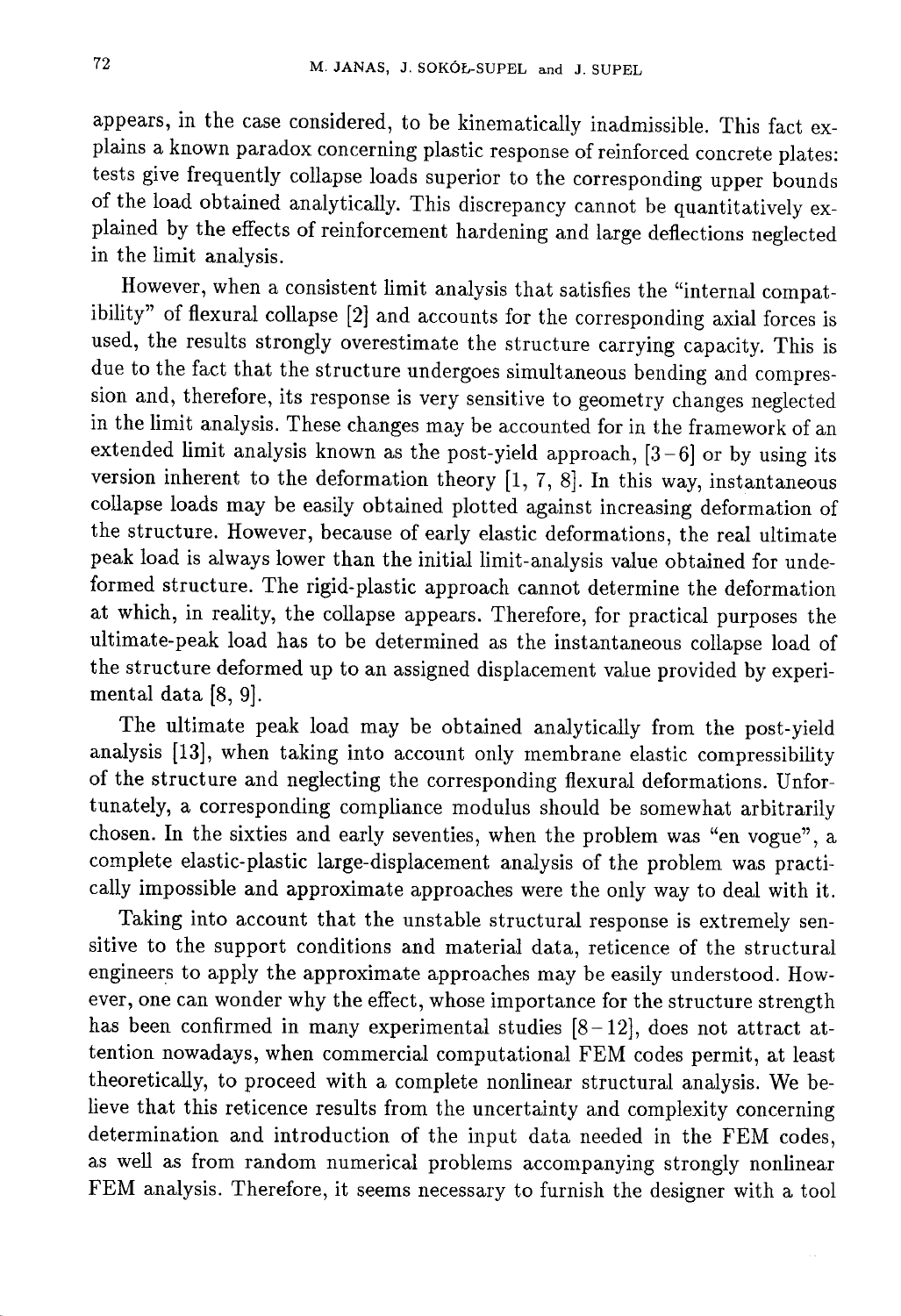appears, in the case considered, to be kinematically inadmissible. This fact explains a known paradox concerning plastic response of reinforced concrete plates: tests give frequently collapse loads superior to the corresponding upper bounds of the load obtained analytically. This discrepancy cannot be quantitatively explained by the effects of reinforcement hardening and large deflections neglected in the limit analysis.

However, when a consistent limit analysis that satisfies the "internal compatibility" of flexural collapse [2] and accounts for the corresponding axial forces is used, the results strongly overestimate the structure carrying capacity. This is due to the fact that the structure undergoes simultaneous bending and compression and, therefore, its response is very sensitive to geometry changes neglected in the limit analysis. These changes may be accounted for in the framework of an extended limit analysis known as the post-yield approach, [3–6] or by using its version inherent to the deformation theory [1, 7, 8]. In this way, instantaneous collapse loads may be easily obtained plotted against increasing deformation of the structure. However, because of early elastic deformations, the real ultimate peak load is always lower than the initial limit-analysis value obtained for undeformed structure. The rigid-plastic approach cannot determine the deformation at which, in reality, the collapse appears. Therefore, for practical purposes the ultimate-peak load has to be determined as the instantaneous collapse load of the structure deformed up to an assigned displacement value provided by experimental data [8, 9].

The ultimate peak load may be obtained analytically from the post-yield analysis [13], when taking into account only membrane elastic compressibility of the structure and neglecting the corresponding flexural deformations. Unfortunately, a corresponding compliance modulus should be somewhat arbitrarily chosen. In the sixties and early seventies, when the problem was "en vogue", a complete elastic-plastic large-displacement analysis of the problem was practically impossible and approximate approaches were the only way to deal with it.

Taking into account that the unstable structural response is extremely sensitive to the support conditions and material data, reticence of the structural engineers to apply the approximate approaches may be easily understood. However, one can wonder why the effect, whose importance for the structure strength has been confirmed in many experimental studies [8–12], does not attract attention nowadays, when commercial computational FEM codes permit, at least theoretically, to proceed with a complete nonlinear structural analysis. We believe that this reticence results from the uncertainty and complexity concerning determination and introduction of the input data needed in the FEM codes, as well as from random numerical problems accompanying strongly nonlinear FEM analysis. Therefore, it seems necessary to furnish the designer with a tool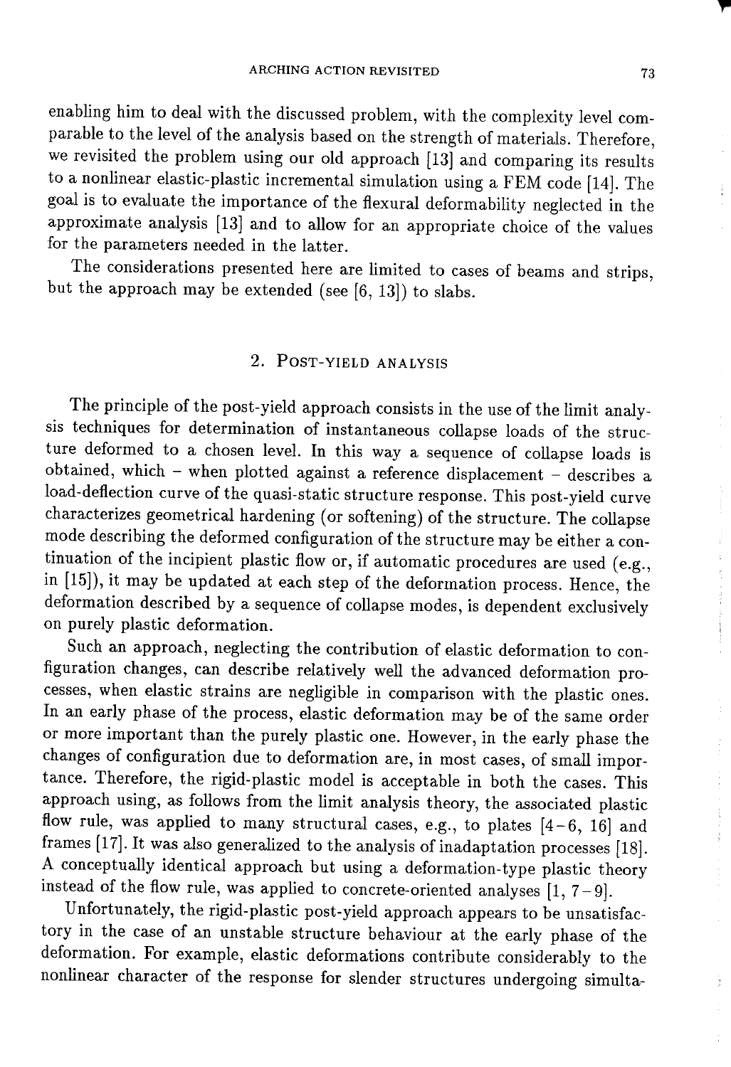enabling him to deal with the discussed problem, with the complexity level comparable to the level of the analysis based on the strength of materials. Therefore, we revisited the problem using our old approach [13] and comparing its results to a nonlinear elastic-plastic incremental simulation using a FEM code [14]. The goal is to evaluate the importance of the flexural deformability neglected in the approximate analysis [13] and to allow for an appropriate choice of the values for the parameters needed in the latter.

The considerations presented here are limited to cases of beams and strips, but the approach may be extended (see [6, 13]) to slabs.

## 2. Post-yield analysis

The principle of the post-yield approach consists in the use of the limit analysis techniques for determination of instantaneous collapse loads of the structure deformed to a chosen level. In this way a sequence of collapse loads is obtained, which – when plotted against a reference displacement – describes a load-deflection curve of the quasi-static structure response. This post-yield curve characterizes geometrical hardening (or softening) of the structure. The collapse mode describing the deformed configuration of the structure may be either a continuation of the incipient plastic flow or, if automatic procedures are used (e.g., in [15]), it may be updated at each step of the deformation process. Hence, the deformation described by a sequence of collapse modes, is dependent exclusively on purely plastic deformation.

Such an approach, neglecting the contribution of elastic deformation to configuration changes, can describe relatively well the advanced deformation processes, when elastic strains are negligible in comparison with the plastic ones. In an early phase of the process, elastic deformation may be of the same order or more important than the purely plastic one. However, in the early phase the changes of configuration due to deformation are, in most cases, of small importance. Therefore, the rigid-plastic model is acceptable in both the cases. This approach using, as follows from the limit analysis theory, the associated plastic flow rule, was applied to many structural cases, e.g., to plates [4–6, 16] and frames [17]. It was also generalized to the analysis of inadaptation processes [18]. A conceptually identical approach but using a deformation-type plastic theory instead of the flow rule, was applied to concrete-oriented analyses [1, 7–9].

Unfortunately, the rigid-plastic post-yield approach appears to be unsatisfactory in the case of an unstable structure behaviour at the early phase of the deformation. For example, elastic deformations contribute considerably to the nonlinear character of the response for slender structures undergoing simulta-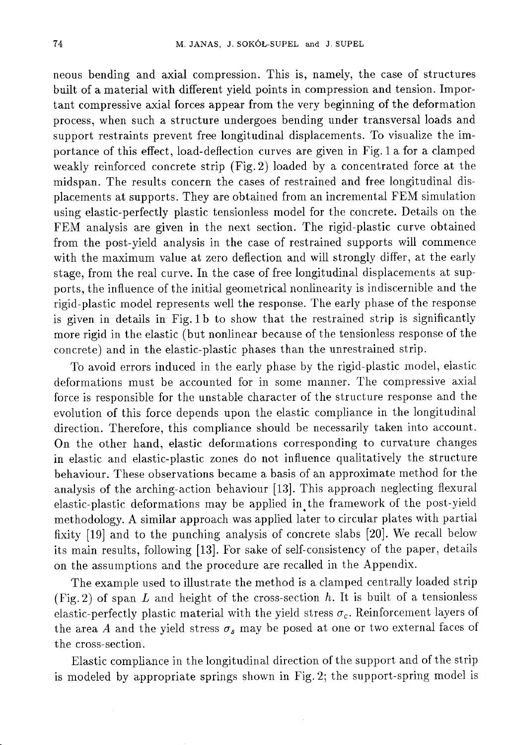neous bending and axial compression. This is, namely, the case of structures built of a material with different yield points in compression and tension. Important compressive axial forces appear from the very beginning of the deformation process, when such a structure undergoes bending under transversal loads and support restraints prevent free longitudinal displacements. To visualize the importance of this effect, load-deflection curves are given in Fig. 1 a for a clamped weakly reinforced concrete strip (Fig. 2) loaded by a concentrated force at the midspan. The results concern the cases of restrained and free longitudinal displacements at supports. They are obtained from an incremental FEM simulation using elastic-perfectly plastic tensionless model for the concrete. Details on the FEM analysis are given in the next section. The rigid-plastic curve obtained from the post-yield analysis in the case of restrained supports will commence with the maximum value at zero deflection and will strongly differ, at the early stage, from the real curve. In the case of free longitudinal displacements at supports, the influence of the initial geometrical nonlinearity is indiscernible and the rigid-plastic model represents well the response. The early phase of the response is given in details in Fig. 1 b to show that the restrained strip is significantly more rigid in the elastic (but nonlinear because of the tensionless response of the concrete) and in the elastic-plastic phases than the unrestrained strip.

To avoid errors induced in the early phase by the rigid-plastic model, elastic deformations must be accounted for in some manner. The compressive axial force is responsible for the unstable character of the structure response and the evolution of this force depends upon the elastic compliance in the longitudinal direction. Therefore, this compliance should be necessarily taken into account. On the other hand, elastic deformations corresponding to curvature changes in elastic and elastic-plastic zones do not influence qualitatively the structure behaviour. These observations became a basis of an approximate method for the analysis of the arching-action behaviour [13]. This approach neglecting flexural elastic-plastic deformations may be applied in the framework of the post-yield methodology. A similar approach was applied later to circular plates with partial fixity [19] and to the punching analysis of concrete slabs [20]. We recall below its main results, following [13]. For sake of self-consistency of the paper, details on the assumptions and the procedure are recalled in the Appendix.

The example used to illustrate the method is a clamped centrally loaded strip (Fig. 2) of span $L$ and height of the cross-section $h$. It is built of a tensionless elastic-perfectly plastic material with the yield stress $\sigma_c$. Reinforcement layers of the area $A$ and the yield stress $\sigma_s$ may be posed at one or two external faces of the cross-section.

Elastic compliance in the longitudinal direction of the support and of the strip is modeled by appropriate springs shown in Fig. 2; the support-spring model is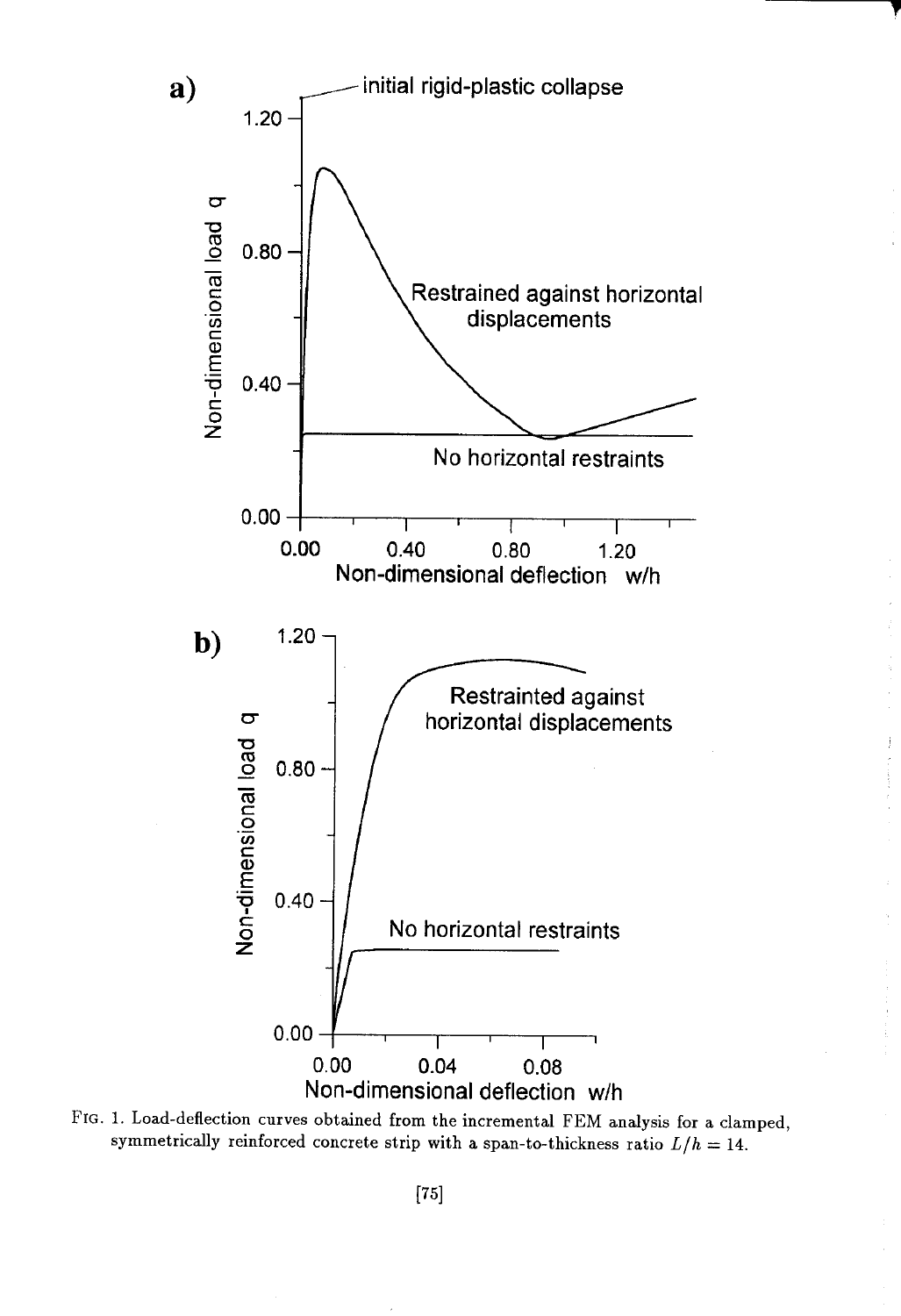FIG. 1. Load-deflection curves obtained from the incremental FEM analysis for a clamped, symmetrically reinforced concrete strip with a span-to-thickness ratio $L/h = 14$.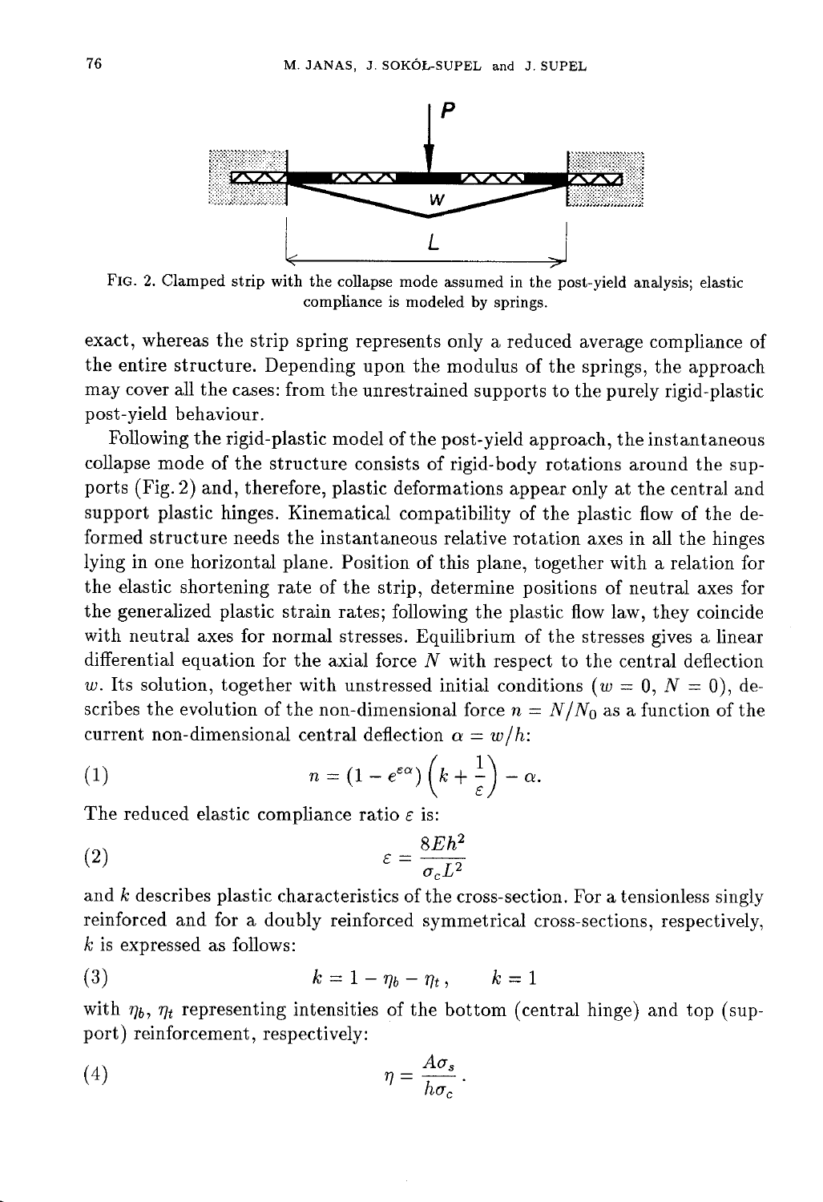FIG. 2. Clamped strip with the collapse mode assumed in the post-yield analysis; elastic compliance is modeled by springs.

exact, whereas the strip spring represents only a reduced average compliance of the entire structure. Depending upon the modulus of the springs, the approach may cover all the cases: from the unrestrained supports to the purely rigid-plastic post-yield behaviour.

Following the rigid-plastic model of the post-yield approach, the instantaneous collapse mode of the structure consists of rigid-body rotations around the supports (Fig. 2) and, therefore, plastic deformations appear only at the central and support plastic hinges. Kinematical compatibility of the plastic flow of the deformed structure needs the instantaneous relative rotation axes in all the hinges lying in one horizontal plane. Position of this plane, together with a relation for the elastic shortening rate of the strip, determine positions of neutral axes for the generalized plastic strain rates; following the plastic flow law, they coincide with neutral axes for normal stresses. Equilibrium of the stresses gives a linear differential equation for the axial force $N$ with respect to the central deflection $w$. Its solution, together with unstressed initial conditions ($w = 0$, $N = 0$), describes the evolution of the non-dimensional force $n = N/N_0$ as a function of the current non-dimensional central deflection $\alpha = w/h$:

$$n = \left(1 - e^{\varepsilon\alpha}\right)\left(k + \frac{1}{\varepsilon}\right) - \alpha. \tag{1}$$

The reduced elastic compliance ratio $\varepsilon$ is:

$$\varepsilon = \frac{8Eh^2}{\sigma_c L^2} \tag{2}$$

and $k$ describes plastic characteristics of the cross-section. For a tensionless singly reinforced and for a doubly reinforced symmetrical cross-sections, respectively, $k$ is expressed as follows:

$$k = 1 - \eta_b - \eta_t\,, \qquad k = 1 \tag{3}$$

with $\eta_b$, $\eta_t$ representing intensities of the bottom (central hinge) and top (support) reinforcement, respectively:

$$\eta = \frac{A\sigma_s}{h\sigma_c}\,. \tag{4}$$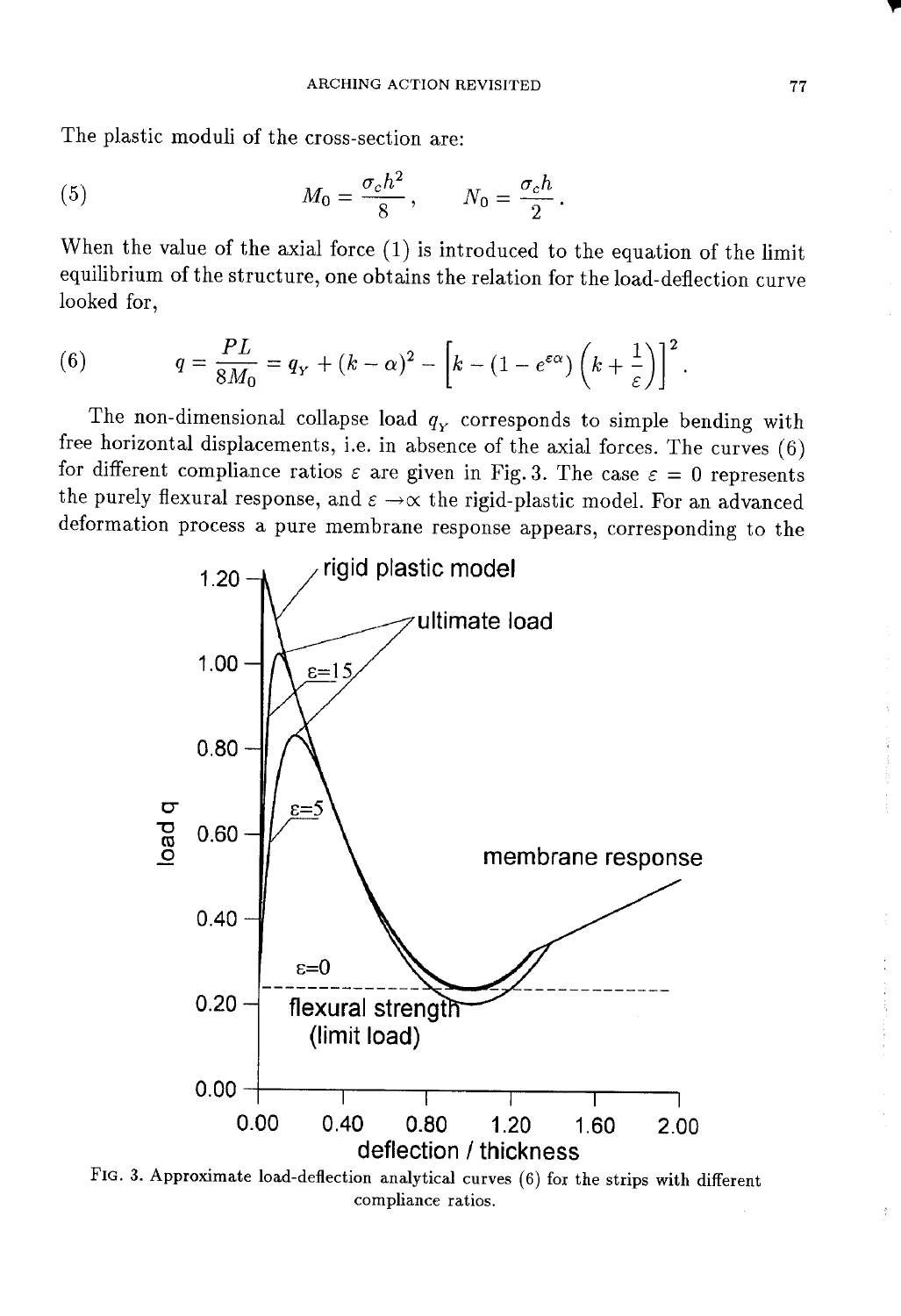The plastic moduli of the cross-section are:

$$M_0 = \frac{\sigma_c h^2}{8}, \qquad N_0 = \frac{\sigma_c h}{2}. \tag{5}$$

When the value of the axial force (1) is introduced to the equation of the limit equilibrium of the structure, one obtains the relation for the load-deflection curve looked for,

$$q = \frac{PL}{8M_0} = q_Y + (k - \alpha)^2 - \left[k - \left(1 - e^{\varepsilon\alpha}\right)\left(k + \frac{1}{\varepsilon}\right)\right]^2. \tag{6}$$

The non-dimensional collapse load $q_Y$ corresponds to simple bending with free horizontal displacements, i.e. in absence of the axial forces. The curves (6) for different compliance ratios $\varepsilon$ are given in Fig. 3. The case $\varepsilon = 0$ represents the purely flexural response, and $\varepsilon \to \infty$ the rigid-plastic model. For an advanced deformation process a pure membrane response appears, corresponding to the

FIG. 3. Approximate load-deflection analytical curves (6) for the strips with different compliance ratios.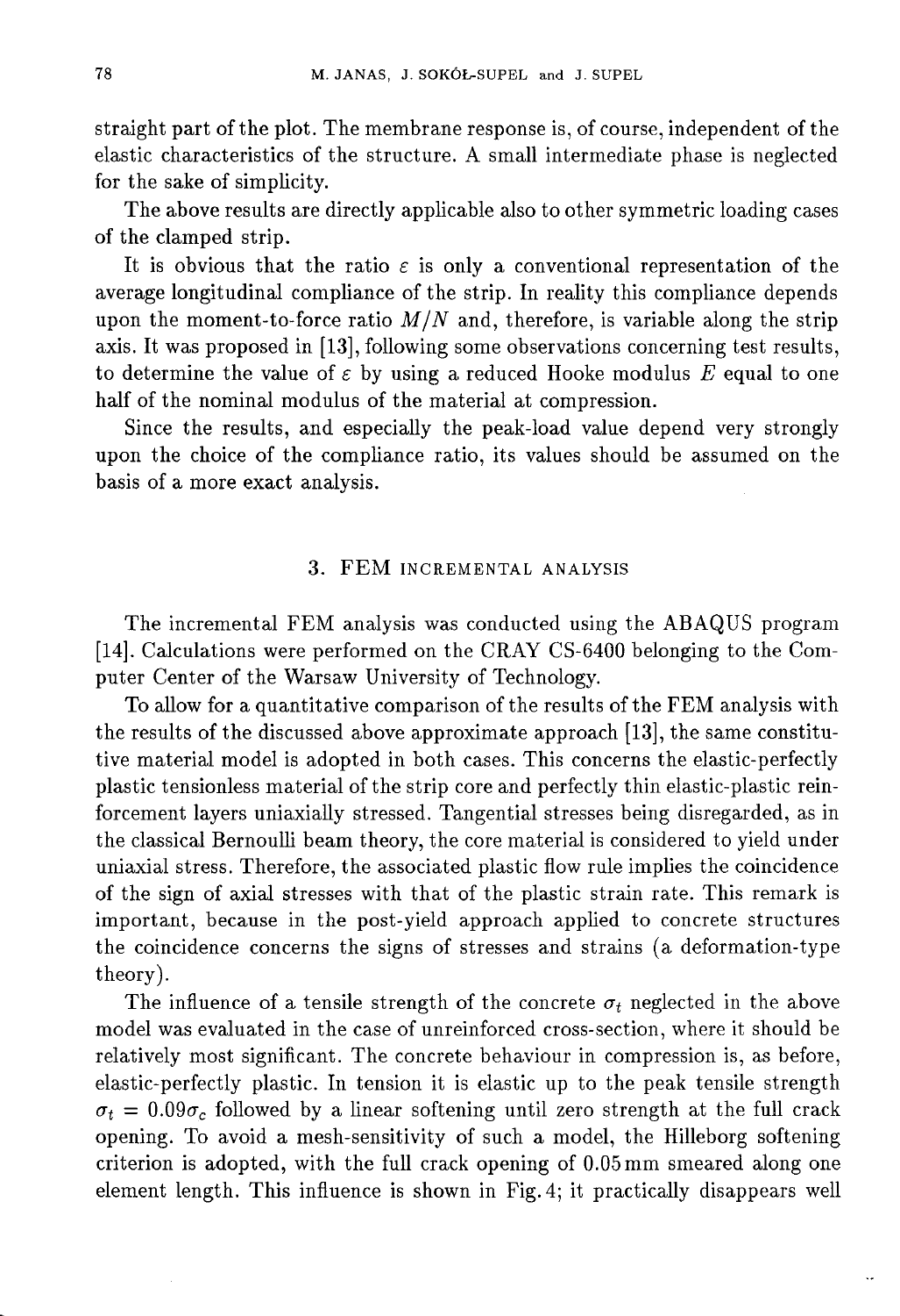straight part of the plot. The membrane response is, of course, independent of the elastic characteristics of the structure. A small intermediate phase is neglected for the sake of simplicity.

The above results are directly applicable also to other symmetric loading cases of the clamped strip.

It is obvious that the ratio $\varepsilon$ is only a conventional representation of the average longitudinal compliance of the strip. In reality this compliance depends upon the moment-to-force ratio $M/N$ and, therefore, is variable along the strip axis. It was proposed in [13], following some observations concerning test results, to determine the value of $\varepsilon$ by using a reduced Hooke modulus $E$ equal to one half of the nominal modulus of the material at compression.

Since the results, and especially the peak-load value depend very strongly upon the choice of the compliance ratio, its values should be assumed on the basis of a more exact analysis.

## 3. FEM incremental analysis

The incremental FEM analysis was conducted using the ABAQUS program [14]. Calculations were performed on the CRAY CS-6400 belonging to the Computer Center of the Warsaw University of Technology.

To allow for a quantitative comparison of the results of the FEM analysis with the results of the discussed above approximate approach [13], the same constitutive material model is adopted in both cases. This concerns the elastic-perfectly plastic tensionless material of the strip core and perfectly thin elastic-plastic reinforcement layers uniaxially stressed. Tangential stresses being disregarded, as in the classical Bernoulli beam theory, the core material is considered to yield under uniaxial stress. Therefore, the associated plastic flow rule implies the coincidence of the sign of axial stresses with that of the plastic strain rate. This remark is important, because in the post-yield approach applied to concrete structures the coincidence concerns the signs of stresses and strains (a deformation-type theory).

The influence of a tensile strength of the concrete $\sigma_t$ neglected in the above model was evaluated in the case of unreinforced cross-section, where it should be relatively most significant. The concrete behaviour in compression is, as before, elastic-perfectly plastic. In tension it is elastic up to the peak tensile strength $\sigma_t = 0.09\sigma_c$ followed by a linear softening until zero strength at the full crack opening. To avoid a mesh-sensitivity of such a model, the Hilleborg softening criterion is adopted, with the full crack opening of 0.05 mm smeared along one element length. This influence is shown in Fig. 4; it practically disappears well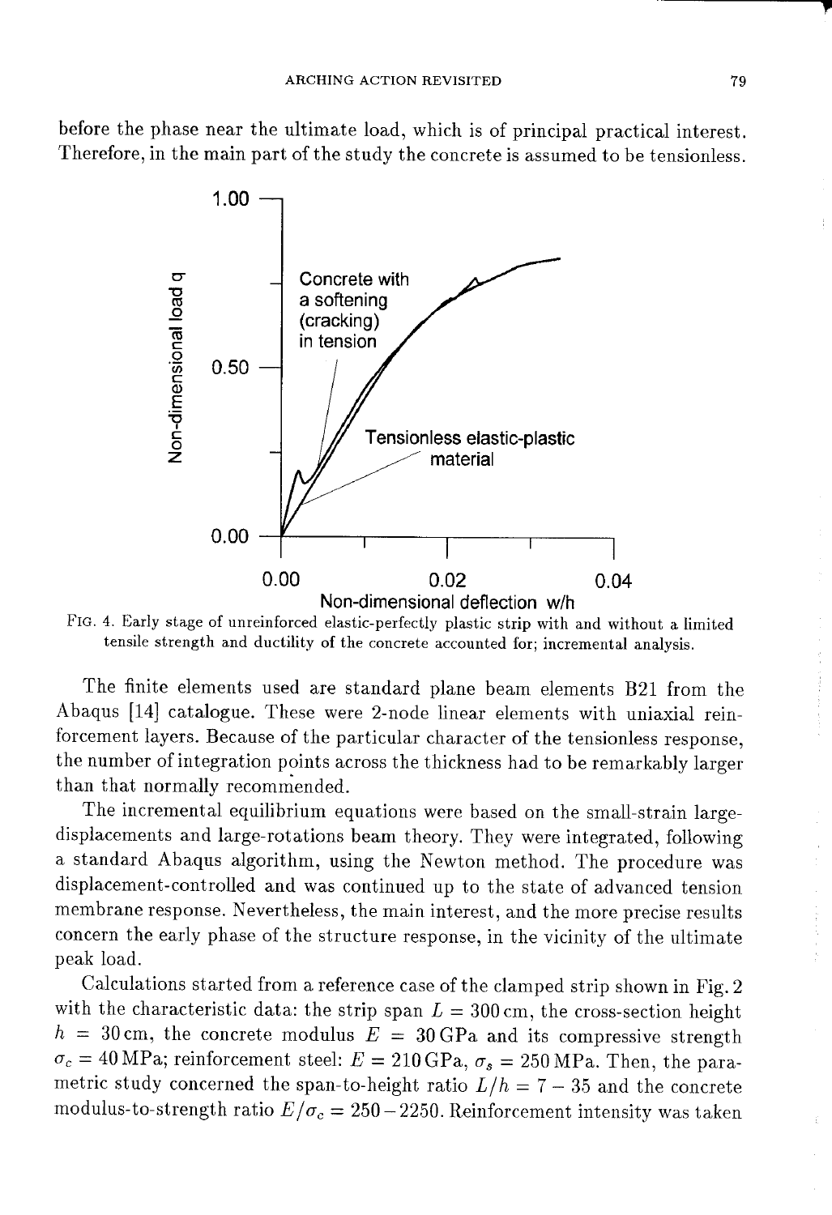before the phase near the ultimate load, which is of principal practical interest. Therefore, in the main part of the study the concrete is assumed to be tensionless.

FIG. 4. Early stage of unreinforced elastic-perfectly plastic strip with and without a limited tensile strength and ductility of the concrete accounted for; incremental analysis.

The finite elements used are standard plane beam elements B21 from the Abaqus [14] catalogue. These were 2-node linear elements with uniaxial reinforcement layers. Because of the particular character of the tensionless response, the number of integration points across the thickness had to be remarkably larger than that normally recommended.

The incremental equilibrium equations were based on the small-strain large-displacements and large-rotations beam theory. They were integrated, following a standard Abaqus algorithm, using the Newton method. The procedure was displacement-controlled and was continued up to the state of advanced tension membrane response. Nevertheless, the main interest, and the more precise results concern the early phase of the structure response, in the vicinity of the ultimate peak load.

Calculations started from a reference case of the clamped strip shown in Fig. 2 with the characteristic data: the strip span $L = 300\,\text{cm}$, the cross-section height $h = 30\,\text{cm}$, the concrete modulus $E = 30\,\text{GPa}$ and its compressive strength $\sigma_c = 40\,\text{MPa}$; reinforcement steel: $E = 210\,\text{GPa}$, $\sigma_s = 250\,\text{MPa}$. Then, the parametric study concerned the span-to-height ratio $L/h = 7 - 35$ and the concrete modulus-to-strength ratio $E/\sigma_c = 250 - 2250$. Reinforcement intensity was taken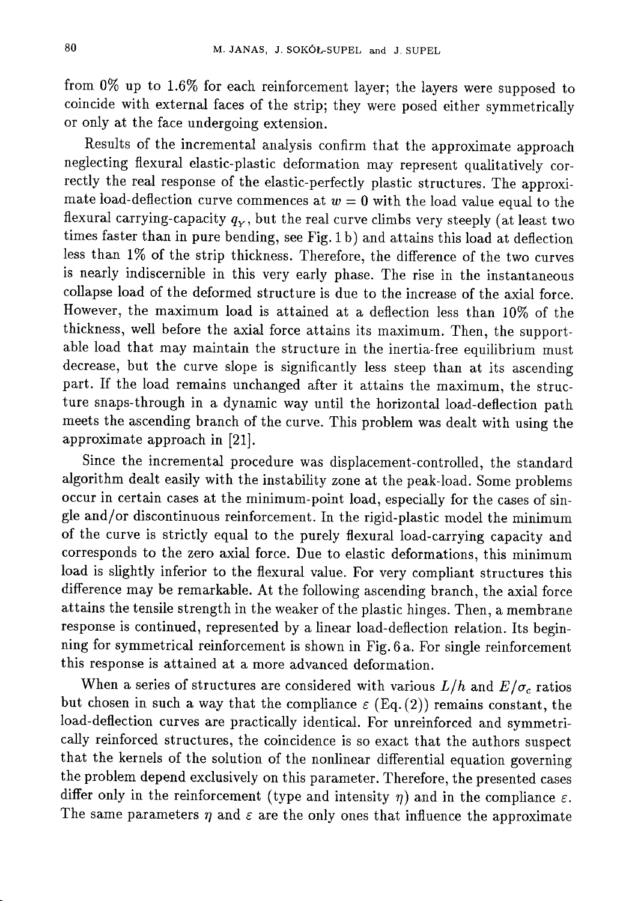from 0% up to 1.6% for each reinforcement layer; the layers were supposed to coincide with external faces of the strip; they were posed either symmetrically or only at the face undergoing extension.

Results of the incremental analysis confirm that the approximate approach neglecting flexural elastic-plastic deformation may represent qualitatively correctly the real response of the elastic-perfectly plastic structures. The approximate load-deflection curve commences at $w = 0$ with the load value equal to the flexural carrying-capacity $q_Y$, but the real curve climbs very steeply (at least two times faster than in pure bending, see Fig. 1 b) and attains this load at deflection less than 1% of the strip thickness. Therefore, the difference of the two curves is nearly indiscernible in this very early phase. The rise in the instantaneous collapse load of the deformed structure is due to the increase of the axial force. However, the maximum load is attained at a deflection less than 10% of the thickness, well before the axial force attains its maximum. Then, the supportable load that may maintain the structure in the inertia-free equilibrium must decrease, but the curve slope is significantly less steep than at its ascending part. If the load remains unchanged after it attains the maximum, the structure snaps-through in a dynamic way until the horizontal load-deflection path meets the ascending branch of the curve. This problem was dealt with using the approximate approach in [21].

Since the incremental procedure was displacement-controlled, the standard algorithm dealt easily with the instability zone at the peak-load. Some problems occur in certain cases at the minimum-point load, especially for the cases of single and/or discontinuous reinforcement. In the rigid-plastic model the minimum of the curve is strictly equal to the purely flexural load-carrying capacity and corresponds to the zero axial force. Due to elastic deformations, this minimum load is slightly inferior to the flexural value. For very compliant structures this difference may be remarkable. At the following ascending branch, the axial force attains the tensile strength in the weaker of the plastic hinges. Then, a membrane response is continued, represented by a linear load-deflection relation. Its beginning for symmetrical reinforcement is shown in Fig. 6 a. For single reinforcement this response is attained at a more advanced deformation.

When a series of structures are considered with various $L/h$ and $E/\sigma_c$ ratios but chosen in such a way that the compliance $\varepsilon$ (Eq. (2)) remains constant, the load-deflection curves are practically identical. For unreinforced and symmetrically reinforced structures, the coincidence is so exact that the authors suspect that the kernels of the solution of the nonlinear differential equation governing the problem depend exclusively on this parameter. Therefore, the presented cases differ only in the reinforcement (type and intensity $\eta$) and in the compliance $\varepsilon$. The same parameters $\eta$ and $\varepsilon$ are the only ones that influence the approximate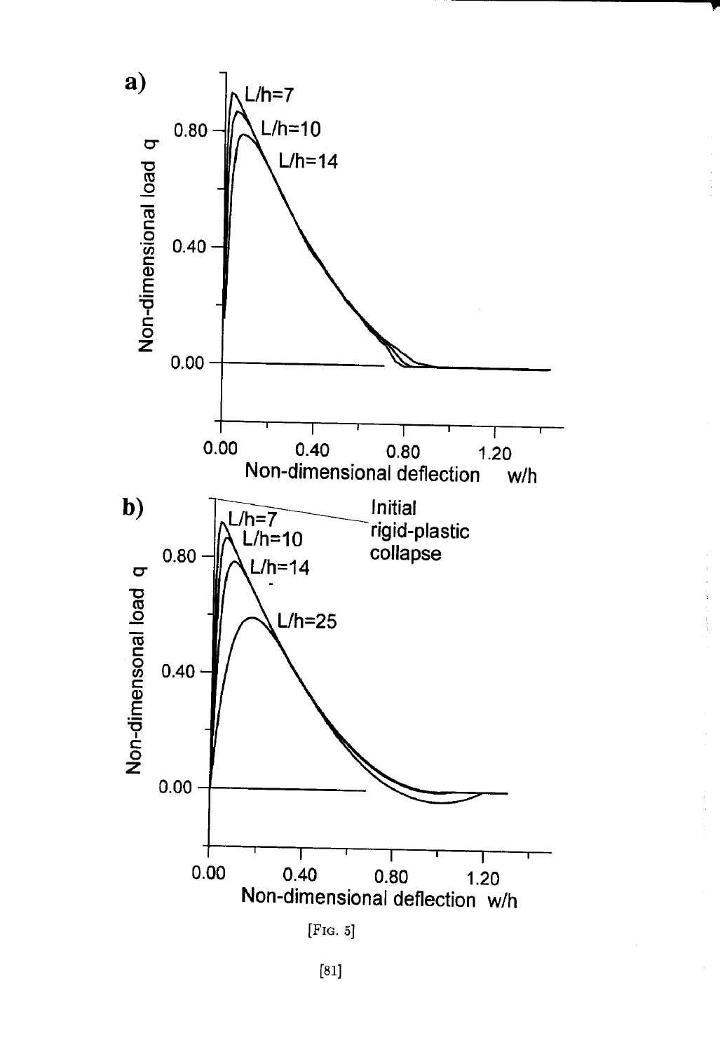[Fig. 5]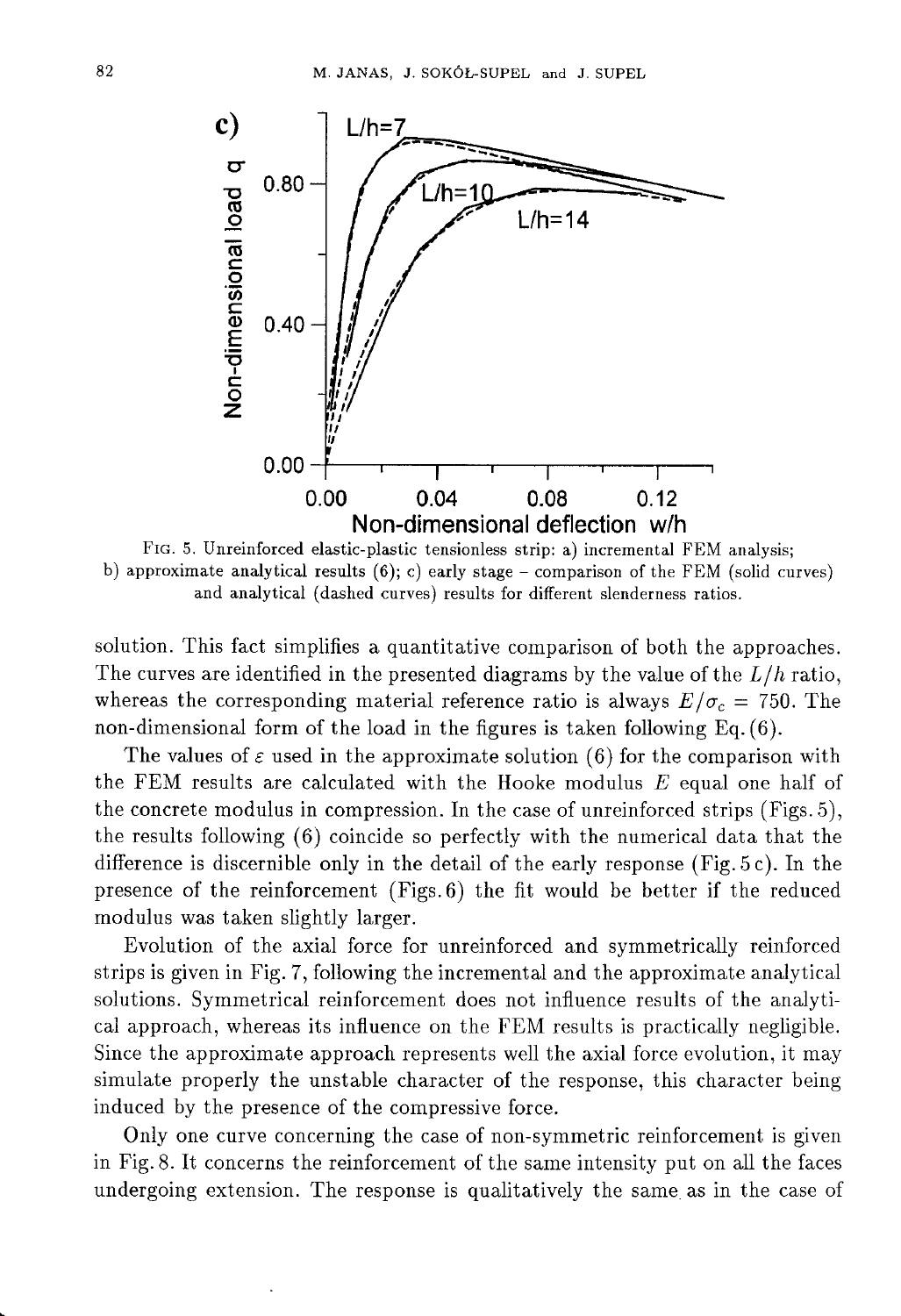FIG. 5. Unreinforced elastic-plastic tensionless strip: a) incremental FEM analysis; b) approximate analytical results (6); c) early stage – comparison of the FEM (solid curves) and analytical (dashed curves) results for different slenderness ratios.

solution. This fact simplifies a quantitative comparison of both the approaches. The curves are identified in the presented diagrams by the value of the $L/h$ ratio, whereas the corresponding material reference ratio is always $E/\sigma_c = 750$. The non-dimensional form of the load in the figures is taken following Eq. (6).

The values of $\varepsilon$ used in the approximate solution (6) for the comparison with the FEM results are calculated with the Hooke modulus $E$ equal one half of the concrete modulus in compression. In the case of unreinforced strips (Figs. 5), the results following (6) coincide so perfectly with the numerical data that the difference is discernible only in the detail of the early response (Fig. 5 c). In the presence of the reinforcement (Figs. 6) the fit would be better if the reduced modulus was taken slightly larger.

Evolution of the axial force for unreinforced and symmetrically reinforced strips is given in Fig. 7, following the incremental and the approximate analytical solutions. Symmetrical reinforcement does not influence results of the analytical approach, whereas its influence on the FEM results is practically negligible. Since the approximate approach represents well the axial force evolution, it may simulate properly the unstable character of the response, this character being induced by the presence of the compressive force.

Only one curve concerning the case of non-symmetric reinforcement is given in Fig. 8. It concerns the reinforcement of the same intensity put on all the faces undergoing extension. The response is qualitatively the same as in the case of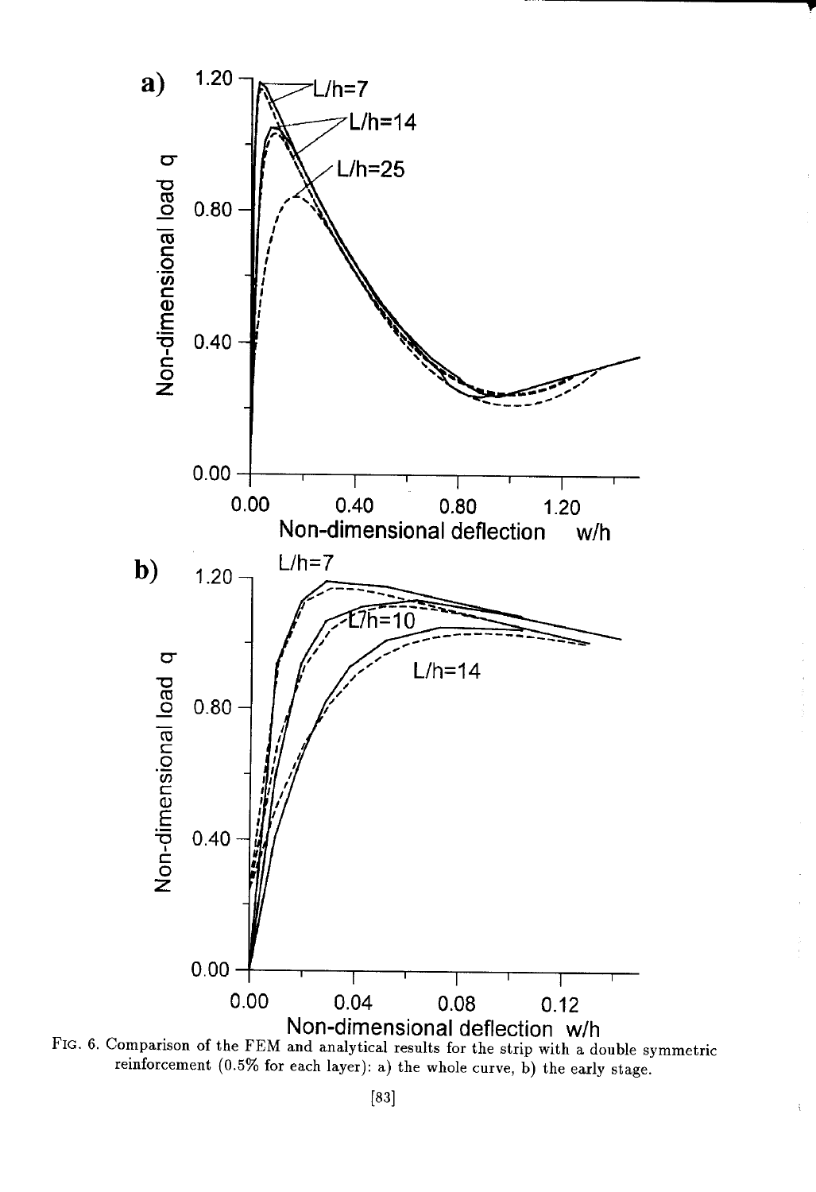FIG. 6. Comparison of the FEM and analytical results for the strip with a double symmetric reinforcement (0.5% for each layer): a) the whole curve, b) the early stage.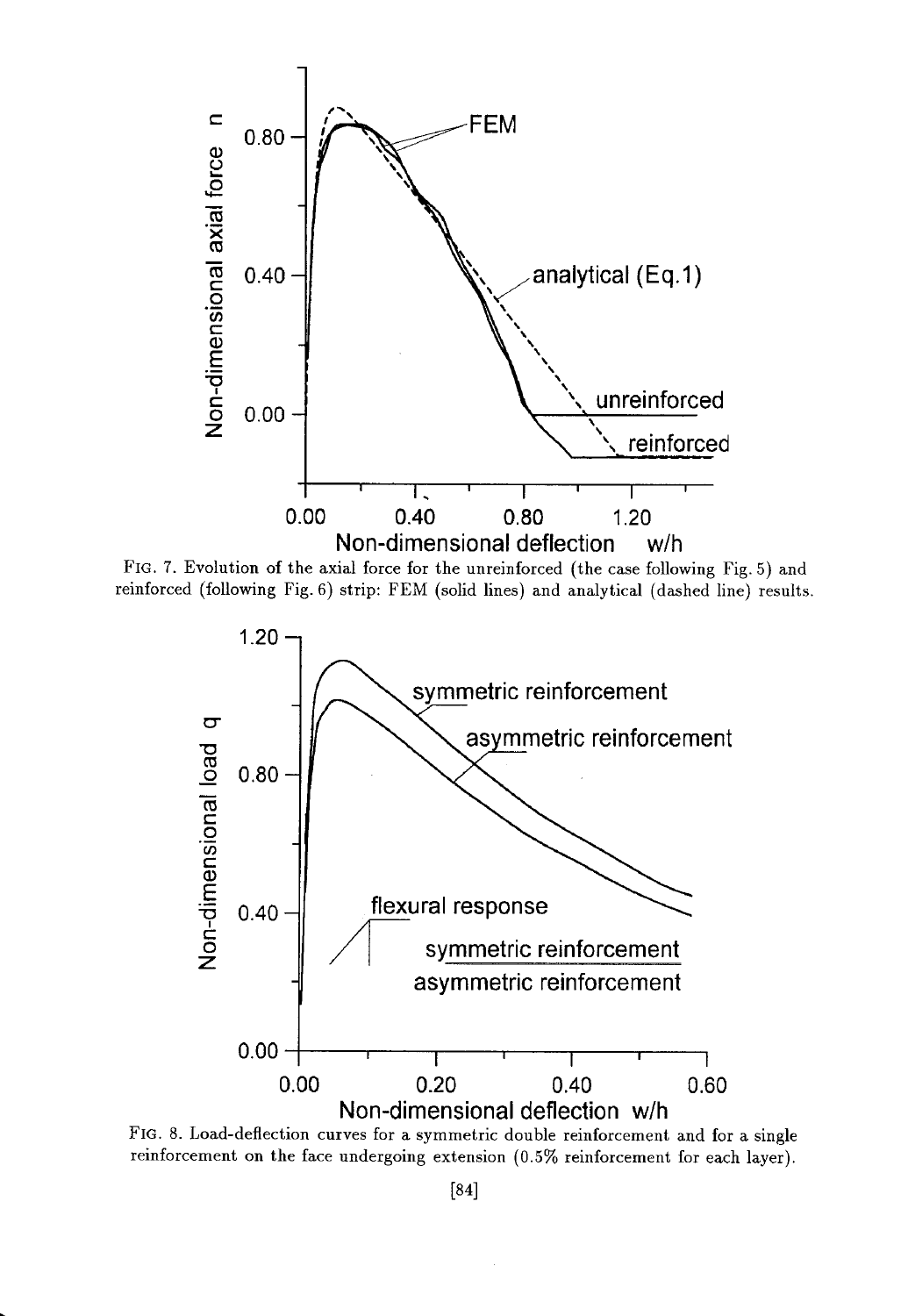FIG. 7. Evolution of the axial force for the unreinforced (the case following Fig. 5) and reinforced (following Fig. 6) strip: FEM (solid lines) and analytical (dashed line) results.

FIG. 8. Load-deflection curves for a symmetric double reinforcement and for a single reinforcement on the face undergoing extension (0.5% reinforcement for each layer).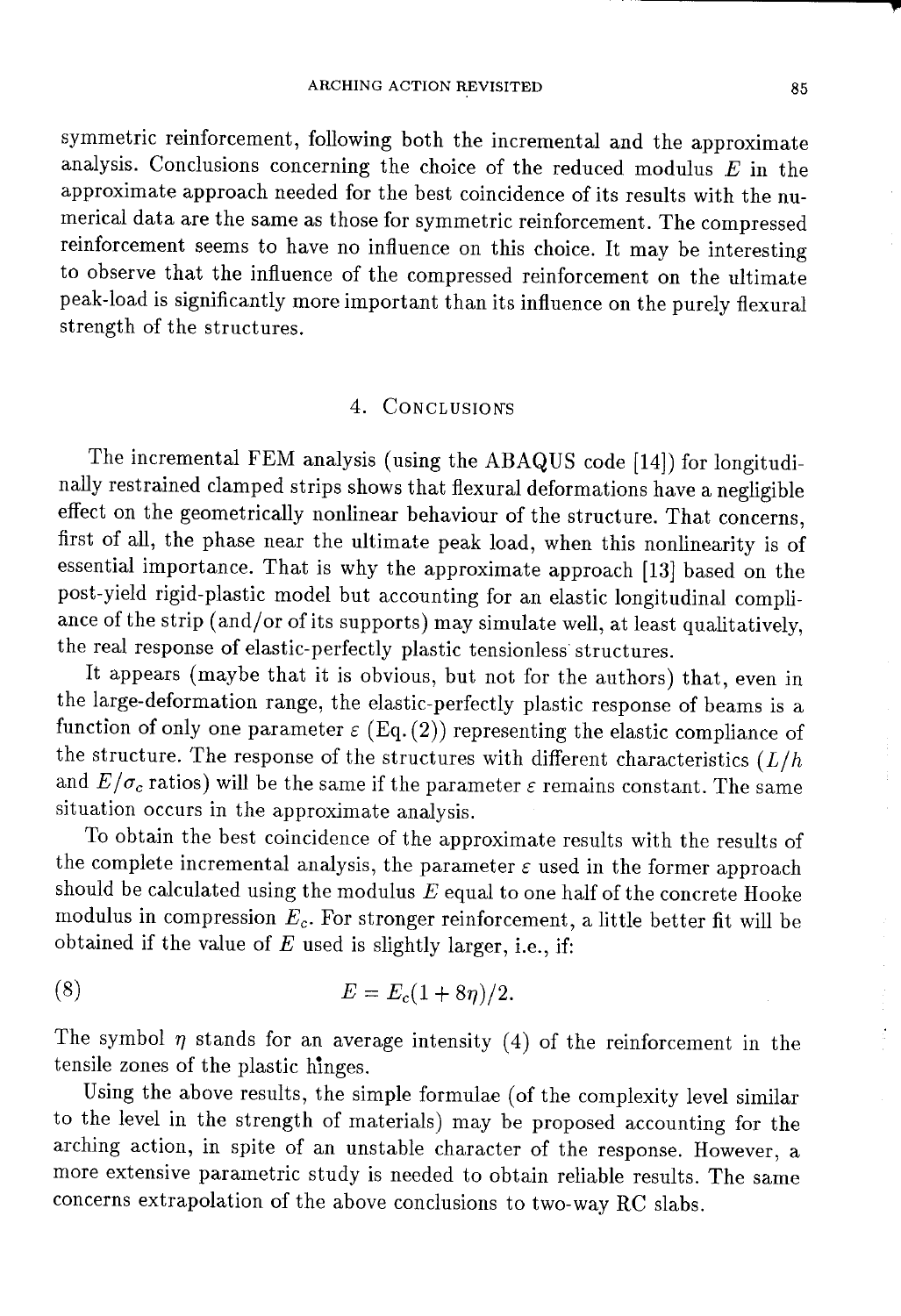symmetric reinforcement, following both the incremental and the approximate analysis. Conclusions concerning the choice of the reduced modulus $E$ in the approximate approach needed for the best coincidence of its results with the numerical data are the same as those for symmetric reinforcement. The compressed reinforcement seems to have no influence on this choice. It may be interesting to observe that the influence of the compressed reinforcement on the ultimate peak-load is significantly more important than its influence on the purely flexural strength of the structures.

## 4. Conclusions

The incremental FEM analysis (using the ABAQUS code [14]) for longitudinally restrained clamped strips shows that flexural deformations have a negligible effect on the geometrically nonlinear behaviour of the structure. That concerns, first of all, the phase near the ultimate peak load, when this nonlinearity is of essential importance. That is why the approximate approach [13] based on the post-yield rigid-plastic model but accounting for an elastic longitudinal compliance of the strip (and/or of its supports) may simulate well, at least qualitatively, the real response of elastic-perfectly plastic tensionless structures.

It appears (maybe that it is obvious, but not for the authors) that, even in the large-deformation range, the elastic-perfectly plastic response of beams is a function of only one parameter $\varepsilon$ (Eq. (2)) representing the elastic compliance of the structure. The response of the structures with different characteristics ($L/h$ and $E/\sigma_c$ ratios) will be the same if the parameter $\varepsilon$ remains constant. The same situation occurs in the approximate analysis.

To obtain the best coincidence of the approximate results with the results of the complete incremental analysis, the parameter $\varepsilon$ used in the former approach should be calculated using the modulus $E$ equal to one half of the concrete Hooke modulus in compression $E_c$. For stronger reinforcement, a little better fit will be obtained if the value of $E$ used is slightly larger, i.e., if:

$$E = E_c(1 + 8\eta)/2. \tag{8}$$

The symbol $\eta$ stands for an average intensity (4) of the reinforcement in the tensile zones of the plastic hinges.

Using the above results, the simple formulae (of the complexity level similar to the level in the strength of materials) may be proposed accounting for the arching action, in spite of an unstable character of the response. However, a more extensive parametric study is needed to obtain reliable results. The same concerns extrapolation of the above conclusions to two-way RC slabs.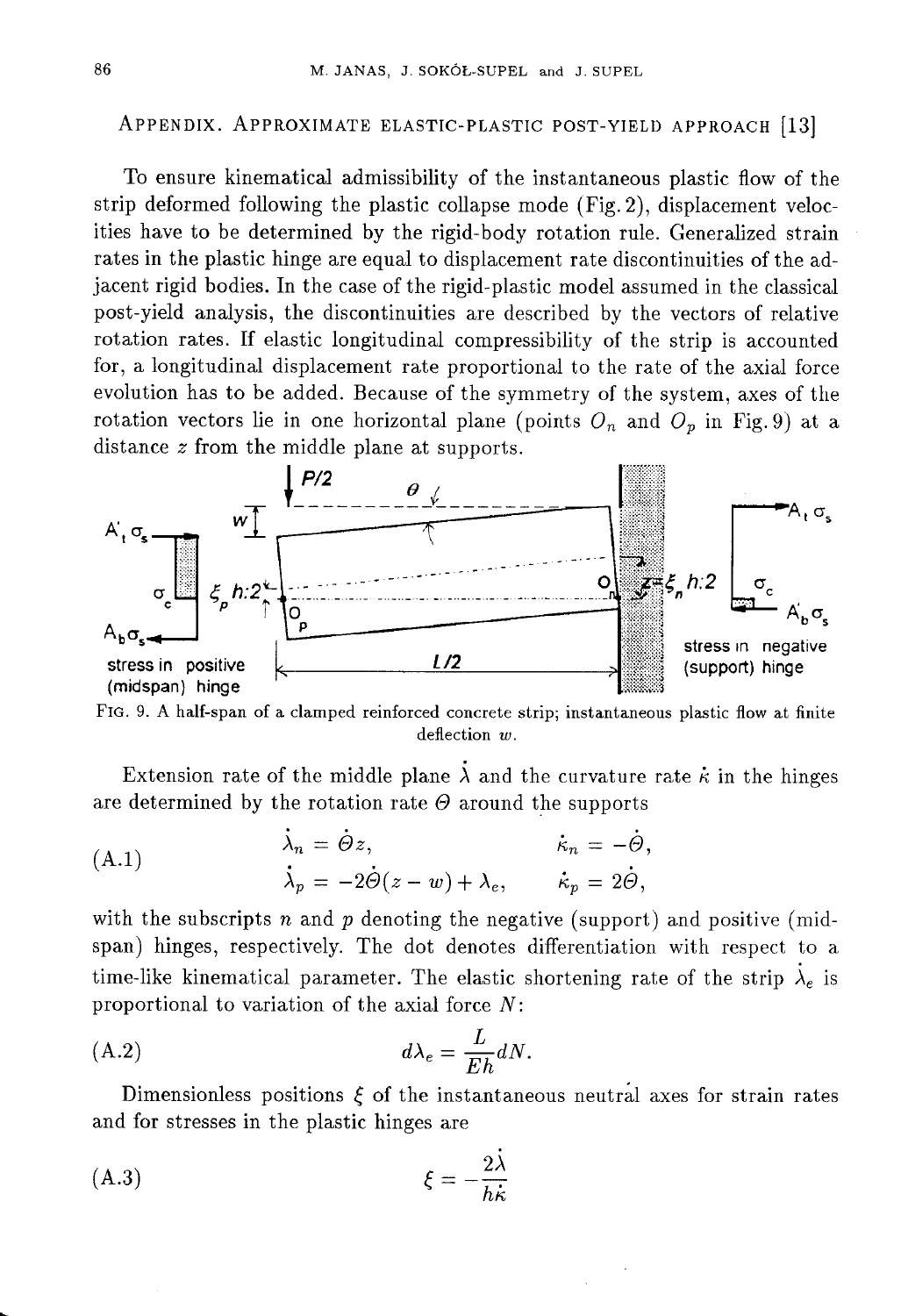## Appendix. Approximate elastic-plastic post-yield approach [13]

To ensure kinematical admissibility of the instantaneous plastic flow of the strip deformed following the plastic collapse mode (Fig. 2), displacement velocities have to be determined by the rigid-body rotation rule. Generalized strain rates in the plastic hinge are equal to displacement rate discontinuities of the adjacent rigid bodies. In the case of the rigid-plastic model assumed in the classical post-yield analysis, the discontinuities are described by the vectors of relative rotation rates. If elastic longitudinal compressibility of the strip is accounted for, a longitudinal displacement rate proportional to the rate of the axial force evolution has to be added. Because of the symmetry of the system, axes of the rotation vectors lie in one horizontal plane (points $O_n$ and $O_p$ in Fig. 9) at a distance $z$ from the middle plane at supports.

FIG. 9. A half-span of a clamped reinforced concrete strip; instantaneous plastic flow at finite deflection $w$.

Extension rate of the middle plane $\dot{\lambda}$ and the curvature rate $\dot{\kappa}$ in the hinges are determined by the rotation rate $\Theta$ around the supports

$$
\begin{aligned}
\dot{\lambda}_n &= \dot{\Theta} z, & \dot{\kappa}_n &= -\dot{\Theta}, \\
\dot{\lambda}_p &= -2\dot{\Theta}(z - w) + \lambda_e, & \dot{\kappa}_p &= 2\dot{\Theta},
\end{aligned}
\tag{A.1}
$$

with the subscripts $n$ and $p$ denoting the negative (support) and positive (midspan) hinges, respectively. The dot denotes differentiation with respect to a time-like kinematical parameter. The elastic shortening rate of the strip $\dot{\lambda}_e$ is proportional to variation of the axial force $N$:

$$
d\lambda_e = \frac{L}{Eh} dN. \tag{A.2}
$$

Dimensionless positions $\xi$ of the instantaneous neutral axes for strain rates and for stresses in the plastic hinges are

$$
\xi = -\frac{2\dot{\lambda}}{h\dot{\kappa}} \tag{A.3}
$$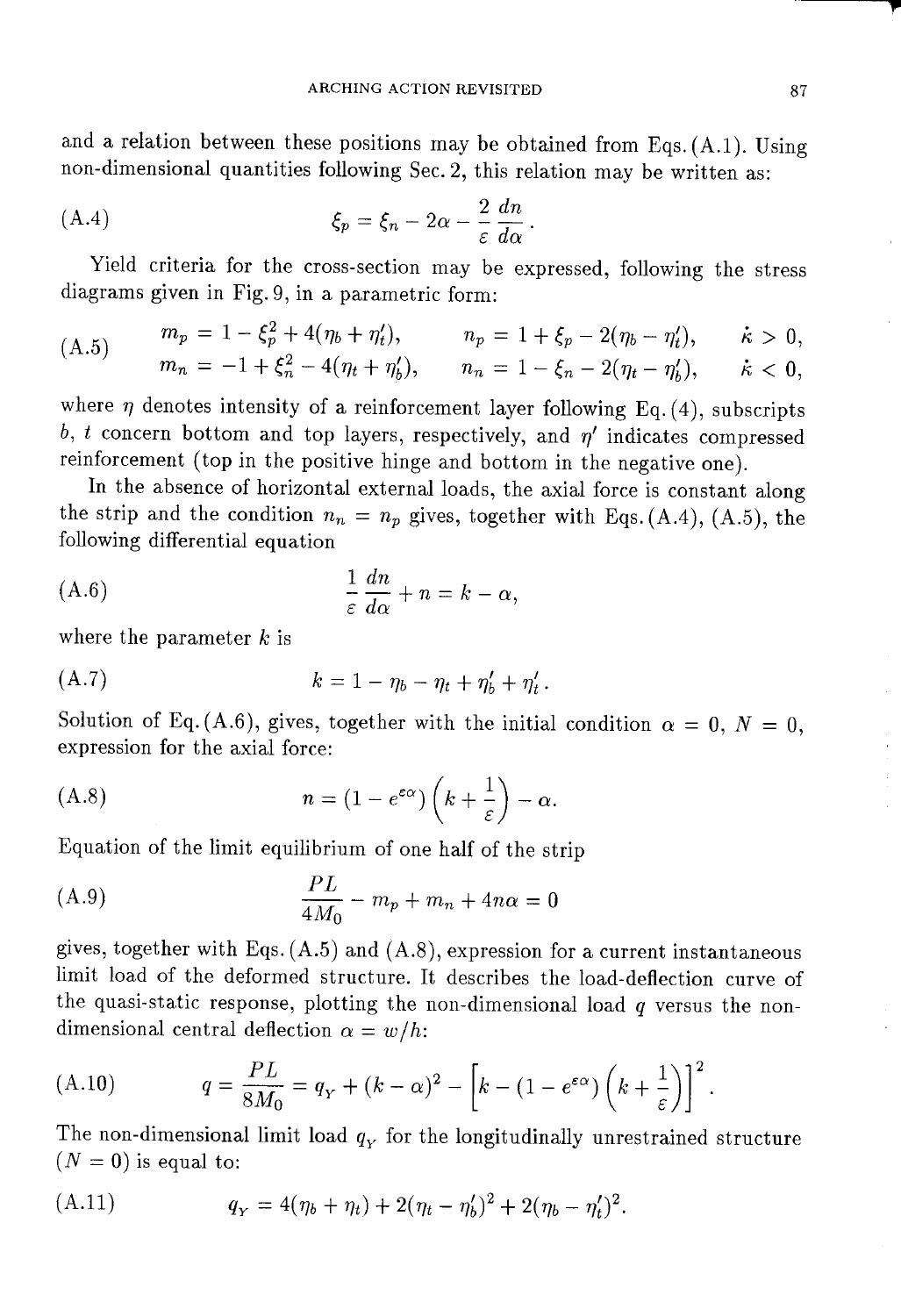and a relation between these positions may be obtained from Eqs. (A.1). Using non-dimensional quantities following Sec. 2, this relation may be written as:

$$\xi_p = \xi_n - 2\alpha - \frac{2}{\varepsilon}\frac{dn}{d\alpha}. \tag{A.4}$$

Yield criteria for the cross-section may be expressed, following the stress diagrams given in Fig. 9, in a parametric form:

$$\begin{aligned} m_p &= 1 - \xi_p^2 + 4(\eta_b + \eta_t'), \qquad & n_p &= 1 + \xi_p - 2(\eta_b - \eta_t'), \qquad & \dot{\kappa} &> 0, \\ m_n &= -1 + \xi_n^2 - 4(\eta_t + \eta_b'), \qquad & n_n &= 1 - \xi_n - 2(\eta_t - \eta_b'), \qquad & \dot{\kappa} &< 0, \end{aligned} \tag{A.5}$$

where $\eta$ denotes intensity of a reinforcement layer following Eq. (4), subscripts $b$, $t$ concern bottom and top layers, respectively, and $\eta'$ indicates compressed reinforcement (top in the positive hinge and bottom in the negative one).

In the absence of horizontal external loads, the axial force is constant along the strip and the condition $n_n = n_p$ gives, together with Eqs. (A.4), (A.5), the following differential equation

$$\frac{1}{\varepsilon}\frac{dn}{d\alpha} + n = k - \alpha, \tag{A.6}$$

where the parameter $k$ is

$$k = 1 - \eta_b - \eta_t + \eta_b' + \eta_t'. \tag{A.7}$$

Solution of Eq. (A.6), gives, together with the initial condition $\alpha = 0$, $N = 0$, expression for the axial force:

$$n = \left(1 - e^{\varepsilon\alpha}\right)\left(k + \frac{1}{\varepsilon}\right) - \alpha. \tag{A.8}$$

Equation of the limit equilibrium of one half of the strip

$$\frac{PL}{4M_0} - m_p + m_n + 4n\alpha = 0 \tag{A.9}$$

gives, together with Eqs. (A.5) and (A.8), expression for a current instantaneous limit load of the deformed structure. It describes the load-deflection curve of the quasi-static response, plotting the non-dimensional load $q$ versus the non-dimensional central deflection $\alpha = w/h$:

$$q = \frac{PL}{8M_0} = q_Y + (k - \alpha)^2 - \left[k - \left(1 - e^{\varepsilon\alpha}\right)\left(k + \frac{1}{\varepsilon}\right)\right]^2. \tag{A.10}$$

The non-dimensional limit load $q_Y$ for the longitudinally unrestrained structure ($N = 0$) is equal to:

$$q_Y = 4(\eta_b + \eta_t) + 2(\eta_t - \eta_b')^2 + 2(\eta_b - \eta_t')^2. \tag{A.11}$$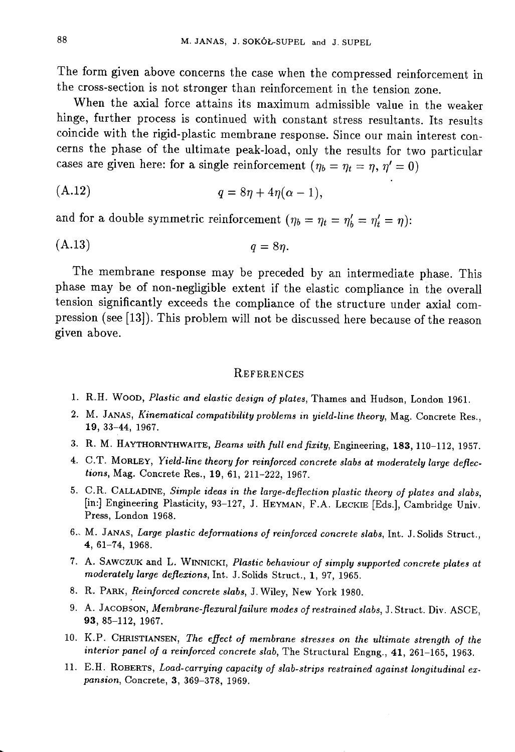The form given above concerns the case when the compressed reinforcement in the cross-section is not stronger than reinforcement in the tension zone.

When the axial force attains its maximum admissible value in the weaker hinge, further process is continued with constant stress resultants. Its results coincide with the rigid-plastic membrane response. Since our main interest concerns the phase of the ultimate peak-load, only the results for two particular cases are given here: for a single reinforcement ($\eta_b = \eta_t = \eta$, $\eta' = 0$)

$$q = 8\eta + 4\eta(\alpha - 1), \tag{A.12}$$

and for a double symmetric reinforcement ($\eta_b = \eta_t = \eta_b' = \eta_t' = \eta$):

$$q = 8\eta. \tag{A.13}$$

The membrane response may be preceded by an intermediate phase. This phase may be of non-negligible extent if the elastic compliance in the overall tension significantly exceeds the compliance of the structure under axial compression (see [13]). This problem will not be discussed here because of the reason given above.

## References

1. R.H. Wood, *Plastic and elastic design of plates*, Thames and Hudson, London 1961.
2. M. Janas, *Kinematical compatibility problems in yield-line theory*, Mag. Concrete Res., **19**, 33–44, 1967.
3. R. M. Haythornthwaite, *Beams with full end fixity*, Engineering, **183**, 110–112, 1957.
4. C.T. Morley, *Yield-line theory for reinforced concrete slabs at moderately large deflections*, Mag. Concrete Res., **19**, 61, 211–222, 1967.
5. C.R. Calladine, *Simple ideas in the large-deflection plastic theory of plates and slabs*, [in:] Engineering Plasticity, 93–127, J. Heyman, F.A. Leckie [Eds.], Cambridge Univ. Press, London 1968.
6. M. Janas, *Large plastic deformations of reinforced concrete slabs*, Int. J. Solids Struct., **4**, 61–74, 1968.
7. A. Sawczuk and L. Winnicki, *Plastic behaviour of simply supported concrete plates at moderately large deflexions*, Int. J. Solids Struct., **1**, 97, 1965.
8. R. Park, *Reinforced concrete slabs*, J. Wiley, New York 1980.
9. A. Jacobson, *Membrane-flexural failure modes of restrained slabs*, J. Struct. Div. ASCE, **93**, 85–112, 1967.
10. K.P. Christiansen, *The effect of membrane stresses on the ultimate strength of the interior panel of a reinforced concrete slab*, The Structural Engng., **41**, 261–165, 1963.
11. E.H. Roberts, *Load-carrying capacity of slab-strips restrained against longitudinal expansion*, Concrete, **3**, 369–378, 1969.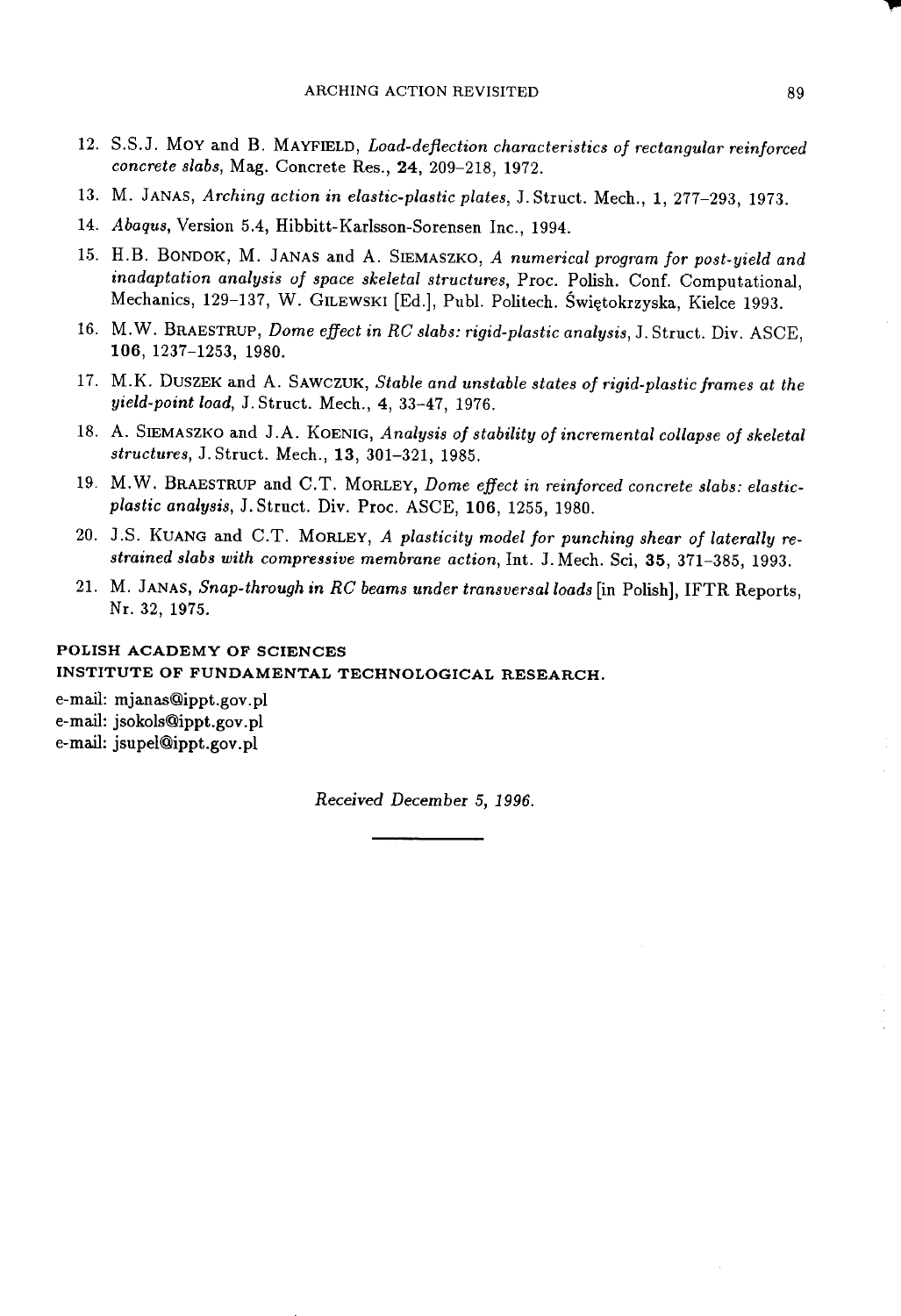12. S.S.J. MOY and B. MAYFIELD, *Load-deflection characteristics of rectangular reinforced concrete slabs*, Mag. Concrete Res., **24**, 209–218, 1972.

13. M. JANAS, *Arching action in elastic-plastic plates*, J. Struct. Mech., **1**, 277–293, 1973.

14. *Abaqus*, Version 5.4, Hibbitt-Karlsson-Sorensen Inc., 1994.

15. H.B. BONDOK, M. JANAS and A. SIEMASZKO, *A numerical program for post-yield and inadaptation analysis of space skeletal structures*, Proc. Polish. Conf. Computational, Mechanics, 129–137, W. GILEWSKI [Ed.], Publ. Politech. Świętokrzyska, Kielce 1993.

16. M.W. BRAESTRUP, *Dome effect in RC slabs: rigid-plastic analysis*, J. Struct. Div. ASCE, **106**, 1237–1253, 1980.

17. M.K. DUSZEK and A. SAWCZUK, *Stable and unstable states of rigid-plastic frames at the yield-point load*, J. Struct. Mech., **4**, 33–47, 1976.

18. A. SIEMASZKO and J.A. KOENIG, *Analysis of stability of incremental collapse of skeletal structures*, J. Struct. Mech., **13**, 301–321, 1985.

19. M.W. BRAESTRUP and C.T. MORLEY, *Dome effect in reinforced concrete slabs: elastic-plastic analysis*, J. Struct. Div. Proc. ASCE, **106**, 1255, 1980.

20. J.S. KUANG and C.T. MORLEY, *A plasticity model for punching shear of laterally restrained slabs with compressive membrane action*, Int. J. Mech. Sci, **35**, 371–385, 1993.

21. M. JANAS, *Snap-through in RC beams under transversal loads* [in Polish], IFTR Reports, Nr. 32, 1975.

**POLISH ACADEMY OF SCIENCES**
**INSTITUTE OF FUNDAMENTAL TECHNOLOGICAL RESEARCH.**

e-mail: mjanas@ippt.gov.pl
e-mail: jsokols@ippt.gov.pl
e-mail: jsupel@ippt.gov.pl

*Received December 5, 1996.*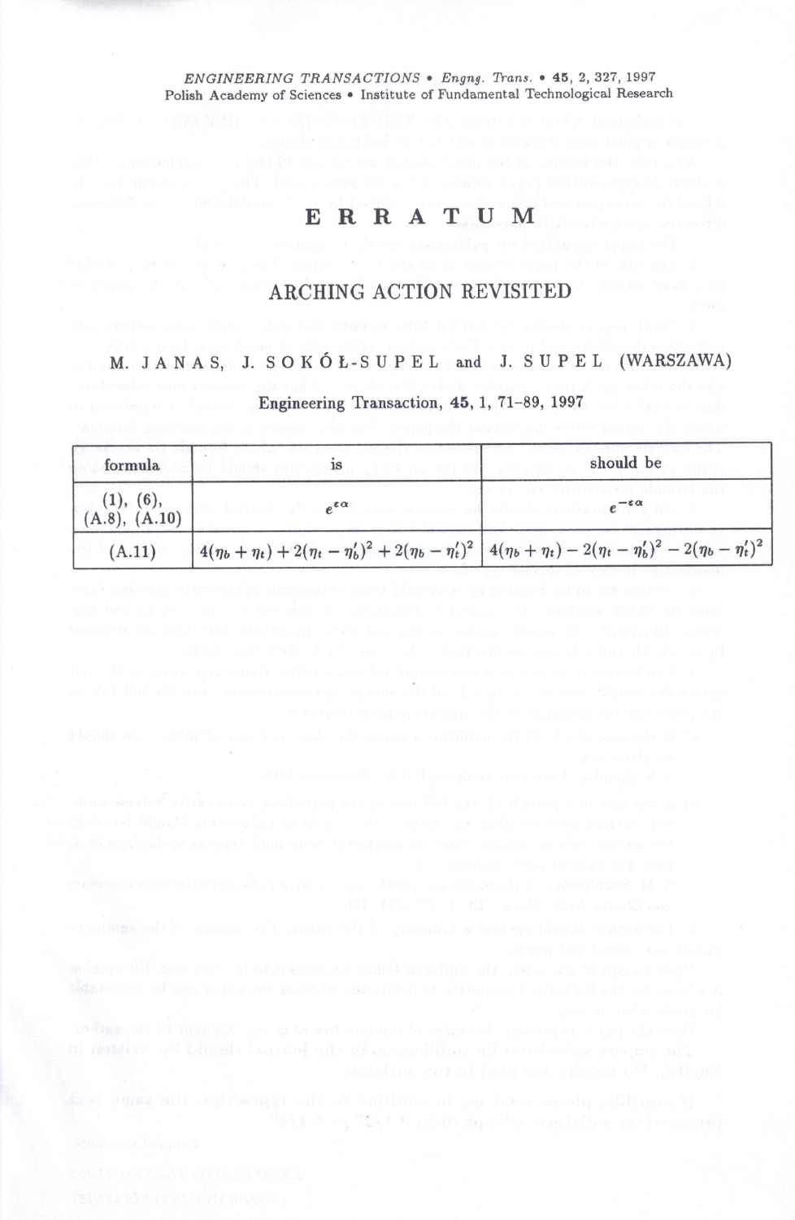# ERRATUM

## ARCHING ACTION REVISITED

M. JANAS, J. SOKÓŁ-SUPEL and J. SUPEL (WARSZAWA)

Engineering Transaction, 45, 1, 71–89, 1997

| formula | is | should be |
| --- | --- | --- |
| (1), (6), (A.8), (A.10) | $e^{\varepsilon\alpha}$ | $e^{-\varepsilon\alpha}$ |
| (A.11) | $4(\eta_b + \eta_t) + 2(\eta_t - \eta_b')^2 + 2(\eta_b - \eta_t')^2$ | $4(\eta_b + \eta_t) - 2(\eta_t - \eta_b')^2 - 2(\eta_b - \eta_t')^2$ |